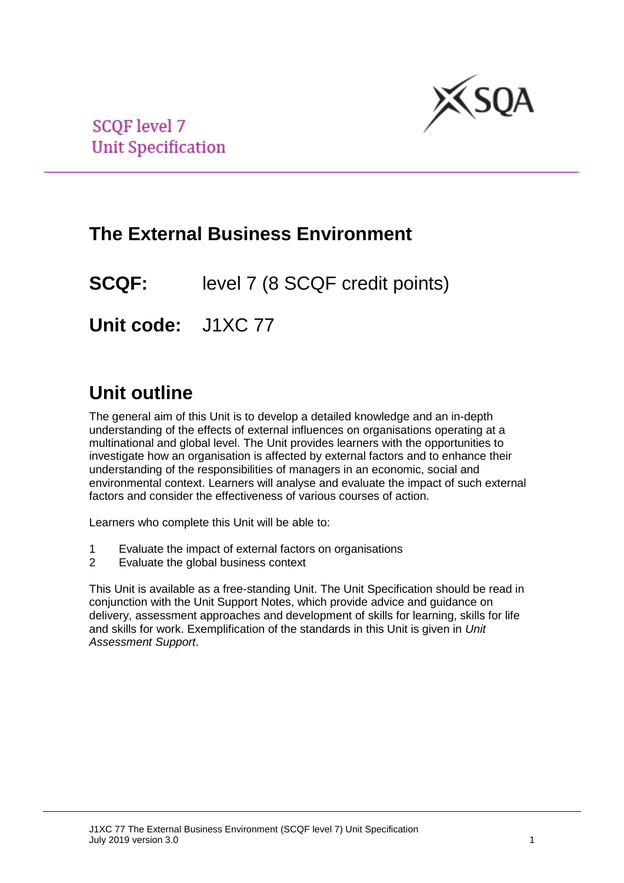SCQF level 7
Unit Specification

# The External Business Environment

**SCQF:** level 7 (8 SCQF credit points)

**Unit code:** J1XC 77

## Unit outline

The general aim of this Unit is to develop a detailed knowledge and an in-depth understanding of the effects of external influences on organisations operating at a multinational and global level. The Unit provides learners with the opportunities to investigate how an organisation is affected by external factors and to enhance their understanding of the responsibilities of managers in an economic, social and environmental context. Learners will analyse and evaluate the impact of such external factors and consider the effectiveness of various courses of action.

Learners who complete this Unit will be able to:

1 Evaluate the impact of external factors on organisations
2 Evaluate the global business context

This Unit is available as a free-standing Unit. The Unit Specification should be read in conjunction with the Unit Support Notes, which provide advice and guidance on delivery, assessment approaches and development of skills for learning, skills for life and skills for work. Exemplification of the standards in this Unit is given in *Unit Assessment Support*.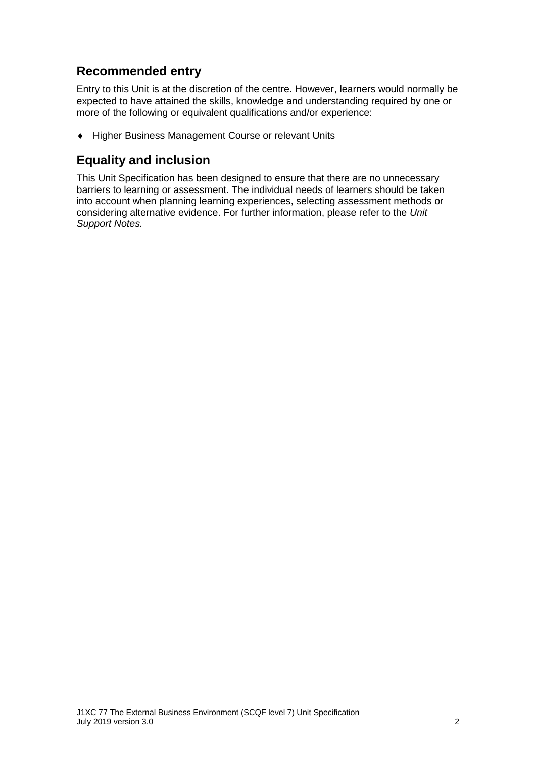## Recommended entry

Entry to this Unit is at the discretion of the centre. However, learners would normally be expected to have attained the skills, knowledge and understanding required by one or more of the following or equivalent qualifications and/or experience:

- Higher Business Management Course or relevant Units

## Equality and inclusion

This Unit Specification has been designed to ensure that there are no unnecessary barriers to learning or assessment. The individual needs of learners should be taken into account when planning learning experiences, selecting assessment methods or considering alternative evidence. For further information, please refer to the *Unit Support Notes.*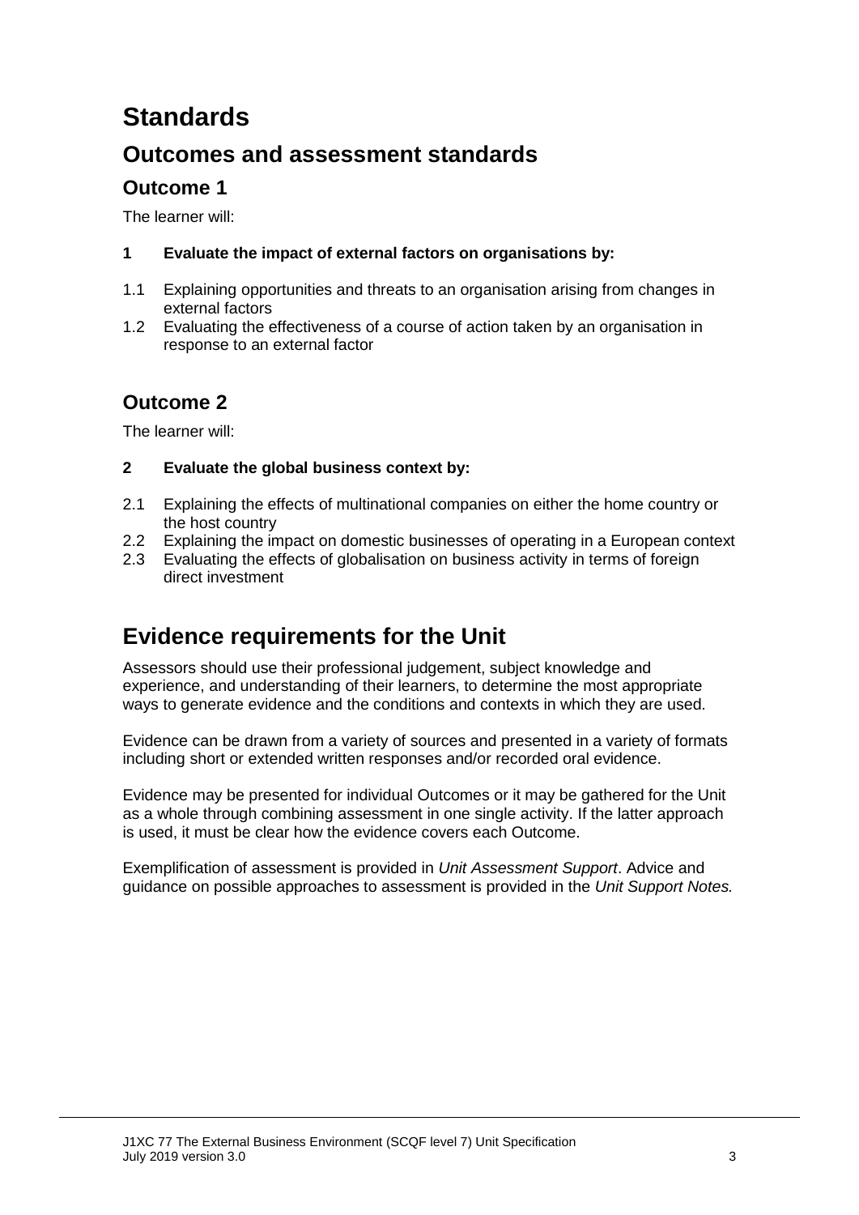# Standards

## Outcomes and assessment standards

### Outcome 1

The learner will:

**1 Evaluate the impact of external factors on organisations by:**

1.1 Explaining opportunities and threats to an organisation arising from changes in external factors
1.2 Evaluating the effectiveness of a course of action taken by an organisation in response to an external factor

### Outcome 2

The learner will:

**2 Evaluate the global business context by:**

2.1 Explaining the effects of multinational companies on either the home country or the host country
2.2 Explaining the impact on domestic businesses of operating in a European context
2.3 Evaluating the effects of globalisation on business activity in terms of foreign direct investment

## Evidence requirements for the Unit

Assessors should use their professional judgement, subject knowledge and experience, and understanding of their learners, to determine the most appropriate ways to generate evidence and the conditions and contexts in which they are used.

Evidence can be drawn from a variety of sources and presented in a variety of formats including short or extended written responses and/or recorded oral evidence.

Evidence may be presented for individual Outcomes or it may be gathered for the Unit as a whole through combining assessment in one single activity. If the latter approach is used, it must be clear how the evidence covers each Outcome.

Exemplification of assessment is provided in *Unit Assessment Support*. Advice and guidance on possible approaches to assessment is provided in the *Unit Support Notes.*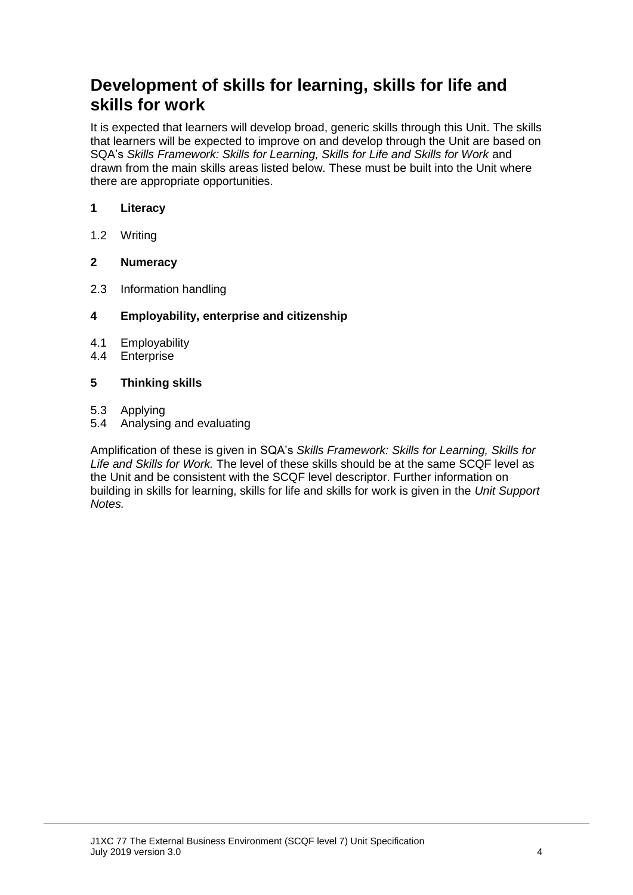## Development of skills for learning, skills for life and skills for work

It is expected that learners will develop broad, generic skills through this Unit. The skills that learners will be expected to improve on and develop through the Unit are based on SQA's *Skills Framework: Skills for Learning, Skills for Life and Skills for Work* and drawn from the main skills areas listed below. These must be built into the Unit where there are appropriate opportunities.

**1 Literacy**

1.2 Writing

**2 Numeracy**

2.3 Information handling

**4 Employability, enterprise and citizenship**

4.1 Employability
4.4 Enterprise

**5 Thinking skills**

5.3 Applying
5.4 Analysing and evaluating

Amplification of these is given in SQA's *Skills Framework: Skills for Learning, Skills for Life and Skills for Work.* The level of these skills should be at the same SCQF level as the Unit and be consistent with the SCQF level descriptor. Further information on building in skills for learning, skills for life and skills for work is given in the *Unit Support Notes.*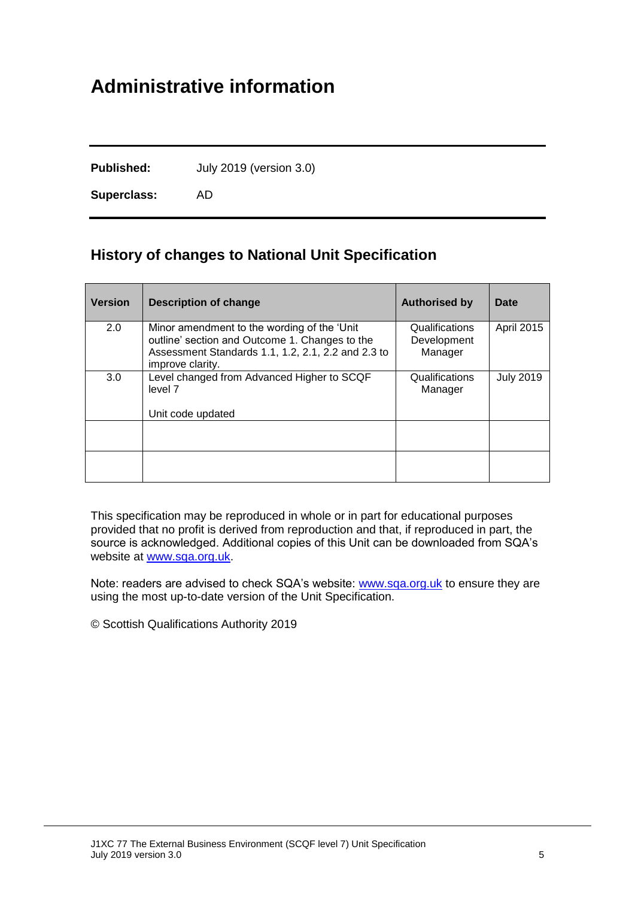# Administrative information

**Published:** July 2019 (version 3.0)

**Superclass:** AD

## History of changes to National Unit Specification

| Version | Description of change | Authorised by | Date |
|---|---|---|---|
| 2.0 | Minor amendment to the wording of the 'Unit outline' section and Outcome 1. Changes to the Assessment Standards 1.1, 1.2, 2.1, 2.2 and 2.3 to improve clarity. | Qualifications Development Manager | April 2015 |
| 3.0 | Level changed from Advanced Higher to SCQF level 7<br><br>Unit code updated | Qualifications Manager | July 2019 |
| | | | |
| | | | |

This specification may be reproduced in whole or in part for educational purposes provided that no profit is derived from reproduction and that, if reproduced in part, the source is acknowledged. Additional copies of this Unit can be downloaded from SQA's website at www.sqa.org.uk.

Note: readers are advised to check SQA's website: www.sqa.org.uk to ensure they are using the most up-to-date version of the Unit Specification.

© Scottish Qualifications Authority 2019